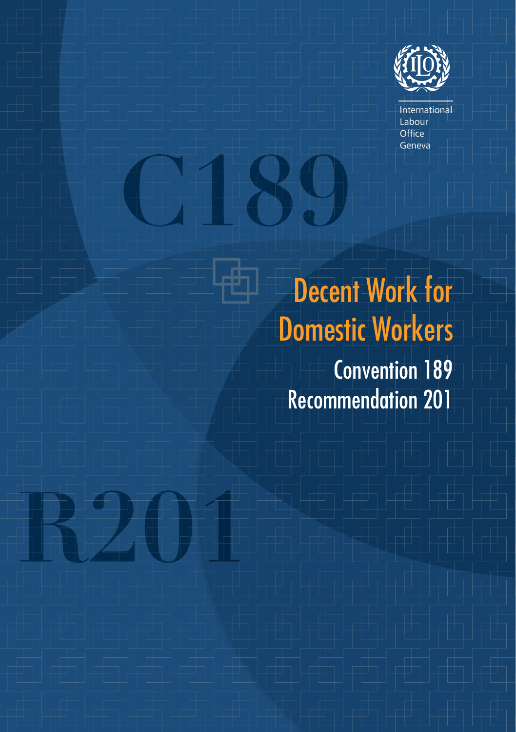International Labour Office Geneva

C189

# Decent Work for Domestic Workers

## Convention 189
## Recommendation 201

R201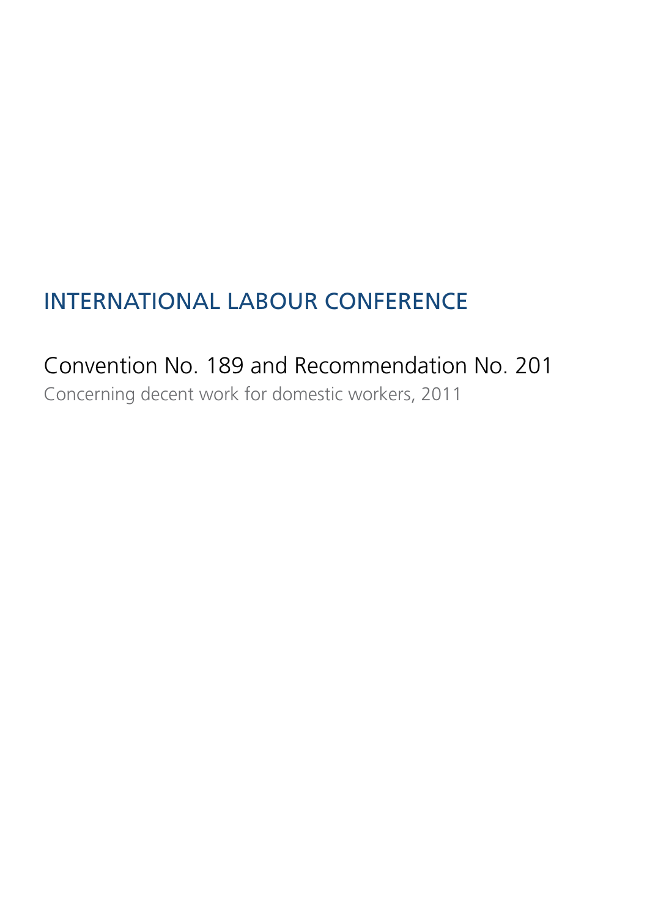# INTERNATIONAL LABOUR CONFERENCE

## Convention No. 189 and Recommendation No. 201

Concerning decent work for domestic workers, 2011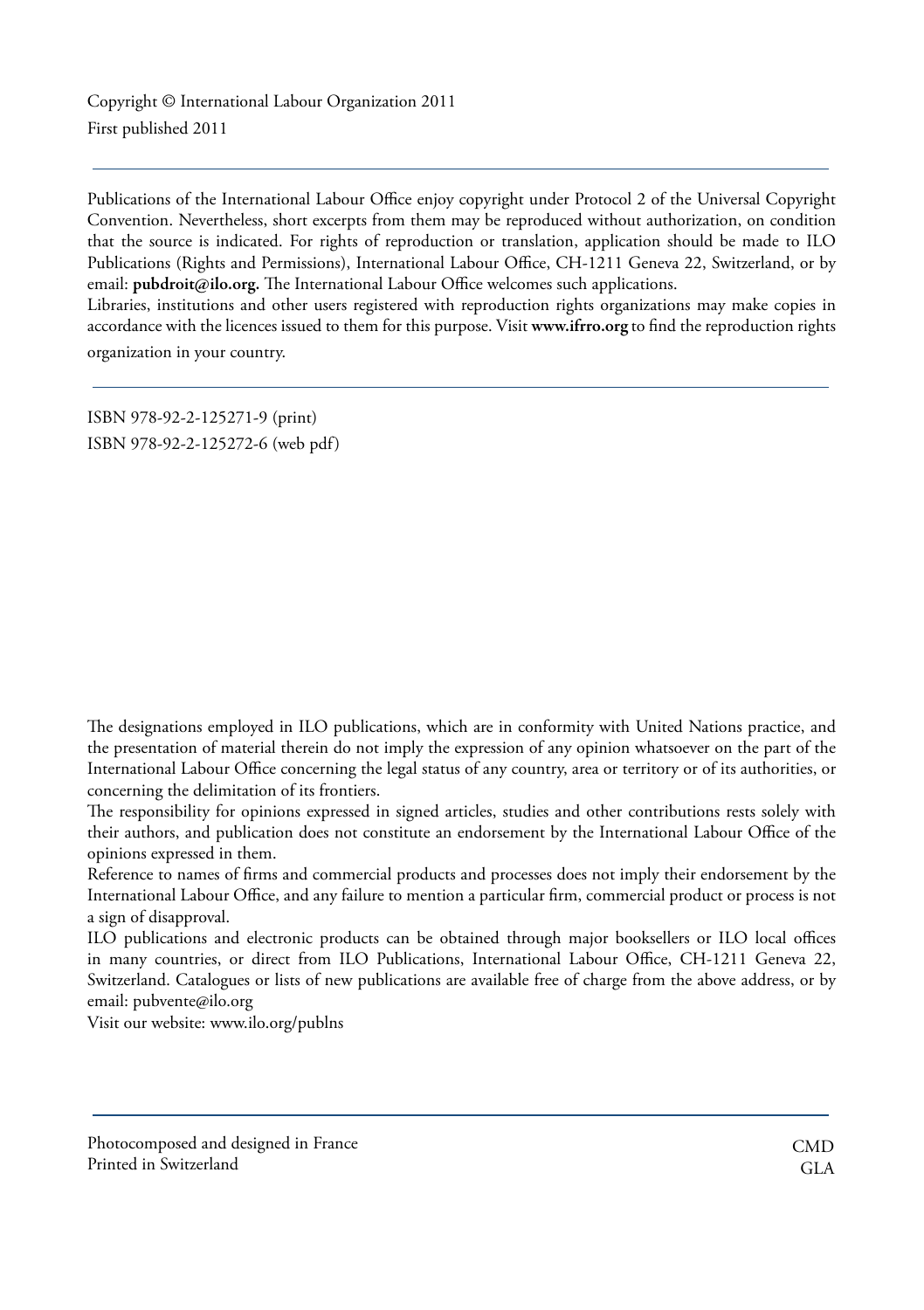Copyright © International Labour Organization 2011
First published 2011

---

Publications of the International Labour Office enjoy copyright under Protocol 2 of the Universal Copyright Convention. Nevertheless, short excerpts from them may be reproduced without authorization, on condition that the source is indicated. For rights of reproduction or translation, application should be made to ILO Publications (Rights and Permissions), International Labour Office, CH-1211 Geneva 22, Switzerland, or by email: **pubdroit@ilo.org.** The International Labour Office welcomes such applications.
Libraries, institutions and other users registered with reproduction rights organizations may make copies in accordance with the licences issued to them for this purpose. Visit **www.ifrro.org** to find the reproduction rights organization in your country.

---

ISBN 978-92-2-125271-9 (print)
ISBN 978-92-2-125272-6 (web pdf)

The designations employed in ILO publications, which are in conformity with United Nations practice, and the presentation of material therein do not imply the expression of any opinion whatsoever on the part of the International Labour Office concerning the legal status of any country, area or territory or of its authorities, or concerning the delimitation of its frontiers.
The responsibility for opinions expressed in signed articles, studies and other contributions rests solely with their authors, and publication does not constitute an endorsement by the International Labour Office of the opinions expressed in them.
Reference to names of firms and commercial products and processes does not imply their endorsement by the International Labour Office, and any failure to mention a particular firm, commercial product or process is not a sign of disapproval.
ILO publications and electronic products can be obtained through major booksellers or ILO local offices in many countries, or direct from ILO Publications, International Labour Office, CH-1211 Geneva 22, Switzerland. Catalogues or lists of new publications are available free of charge from the above address, or by email: pubvente@ilo.org
Visit our website: www.ilo.org/publns

---

Photocomposed and designed in France
Printed in Switzerland

CMD
GLA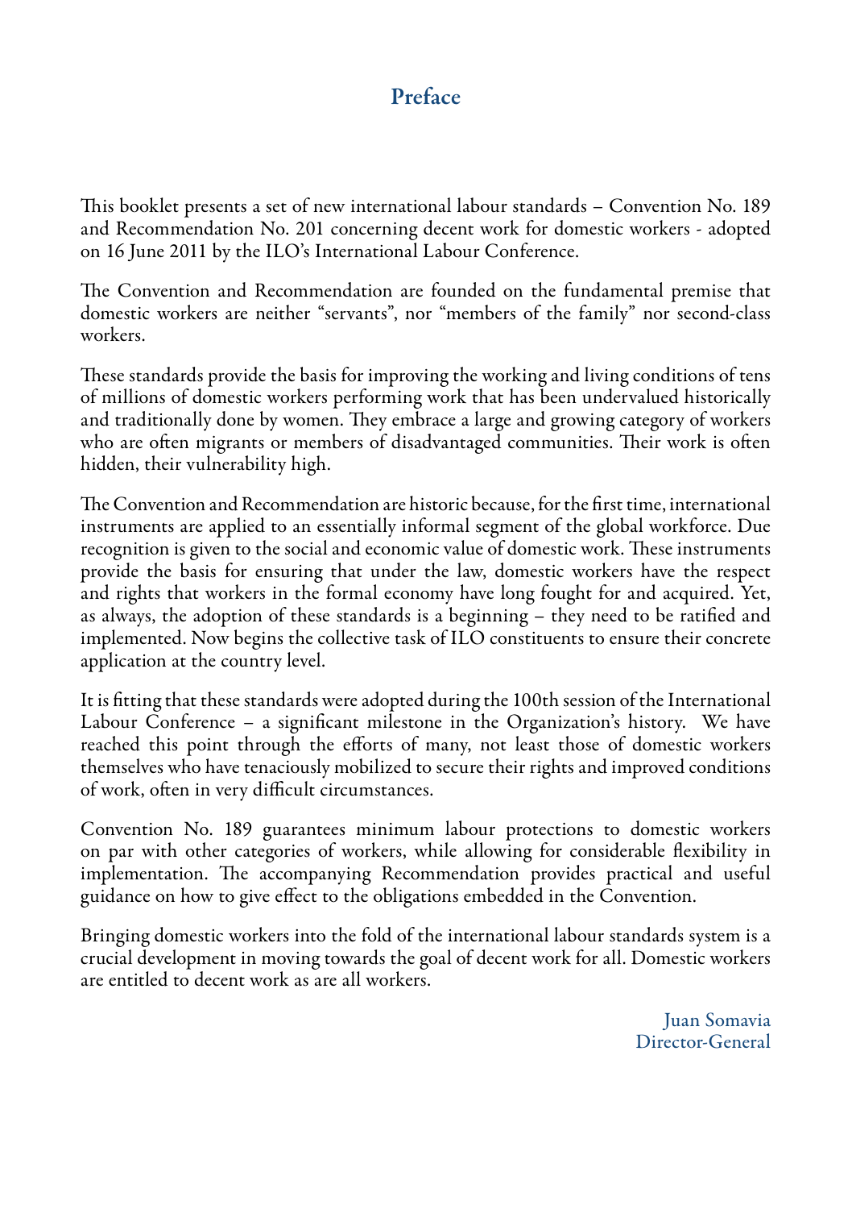# Preface

This booklet presents a set of new international labour standards – Convention No. 189 and Recommendation No. 201 concerning decent work for domestic workers - adopted on 16 June 2011 by the ILO's International Labour Conference.

The Convention and Recommendation are founded on the fundamental premise that domestic workers are neither "servants", nor "members of the family" nor second-class workers.

These standards provide the basis for improving the working and living conditions of tens of millions of domestic workers performing work that has been undervalued historically and traditionally done by women. They embrace a large and growing category of workers who are often migrants or members of disadvantaged communities. Their work is often hidden, their vulnerability high.

The Convention and Recommendation are historic because, for the first time, international instruments are applied to an essentially informal segment of the global workforce. Due recognition is given to the social and economic value of domestic work. These instruments provide the basis for ensuring that under the law, domestic workers have the respect and rights that workers in the formal economy have long fought for and acquired. Yet, as always, the adoption of these standards is a beginning – they need to be ratified and implemented. Now begins the collective task of ILO constituents to ensure their concrete application at the country level.

It is fitting that these standards were adopted during the 100th session of the International Labour Conference – a significant milestone in the Organization's history. We have reached this point through the efforts of many, not least those of domestic workers themselves who have tenaciously mobilized to secure their rights and improved conditions of work, often in very difficult circumstances.

Convention No. 189 guarantees minimum labour protections to domestic workers on par with other categories of workers, while allowing for considerable flexibility in implementation. The accompanying Recommendation provides practical and useful guidance on how to give effect to the obligations embedded in the Convention.

Bringing domestic workers into the fold of the international labour standards system is a crucial development in moving towards the goal of decent work for all. Domestic workers are entitled to decent work as are all workers.

Juan Somavia
Director-General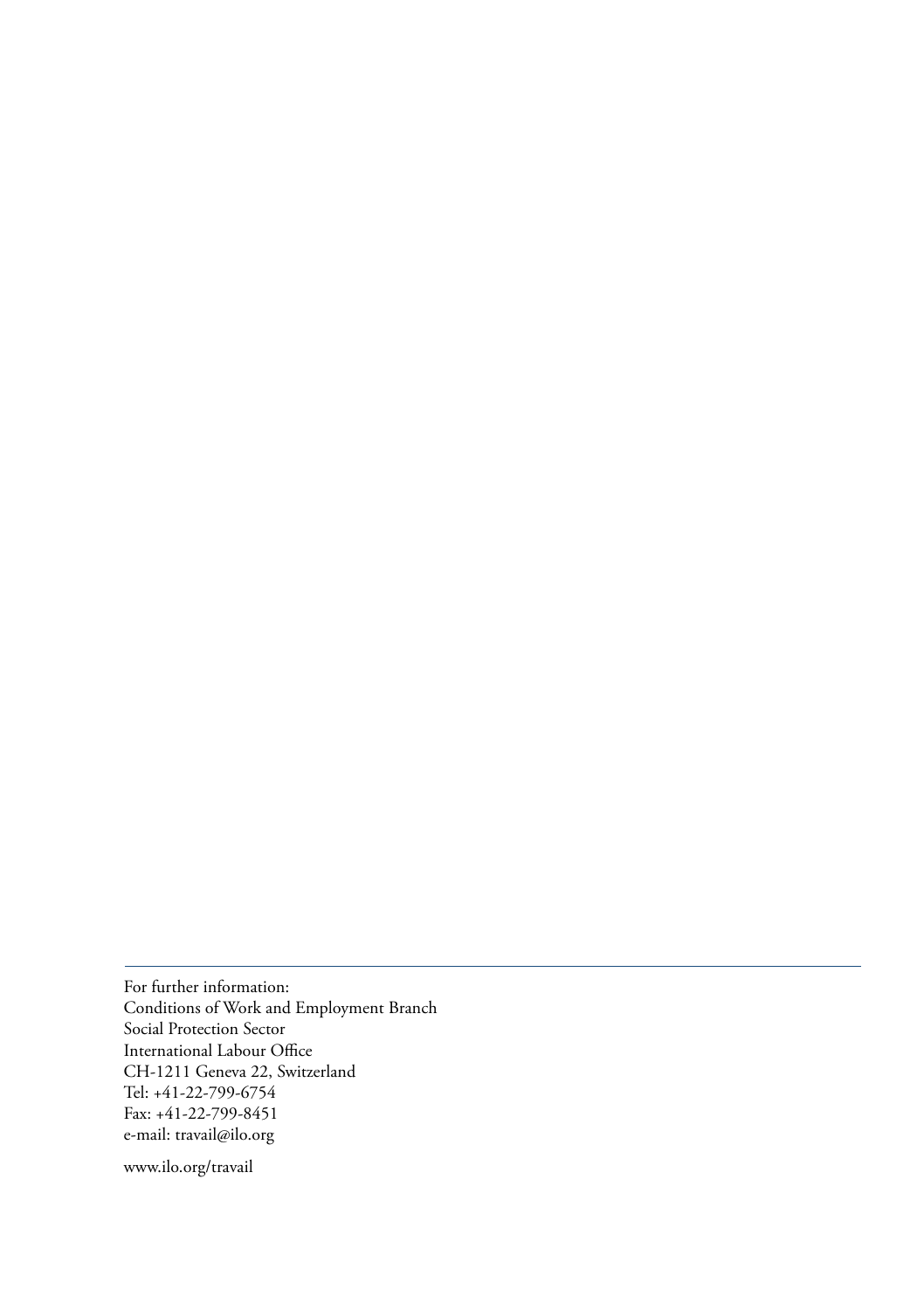For further information:
Conditions of Work and Employment Branch
Social Protection Sector
International Labour Office
CH-1211 Geneva 22, Switzerland
Tel: +41-22-799-6754
Fax: +41-22-799-8451
e-mail: travail@ilo.org

www.ilo.org/travail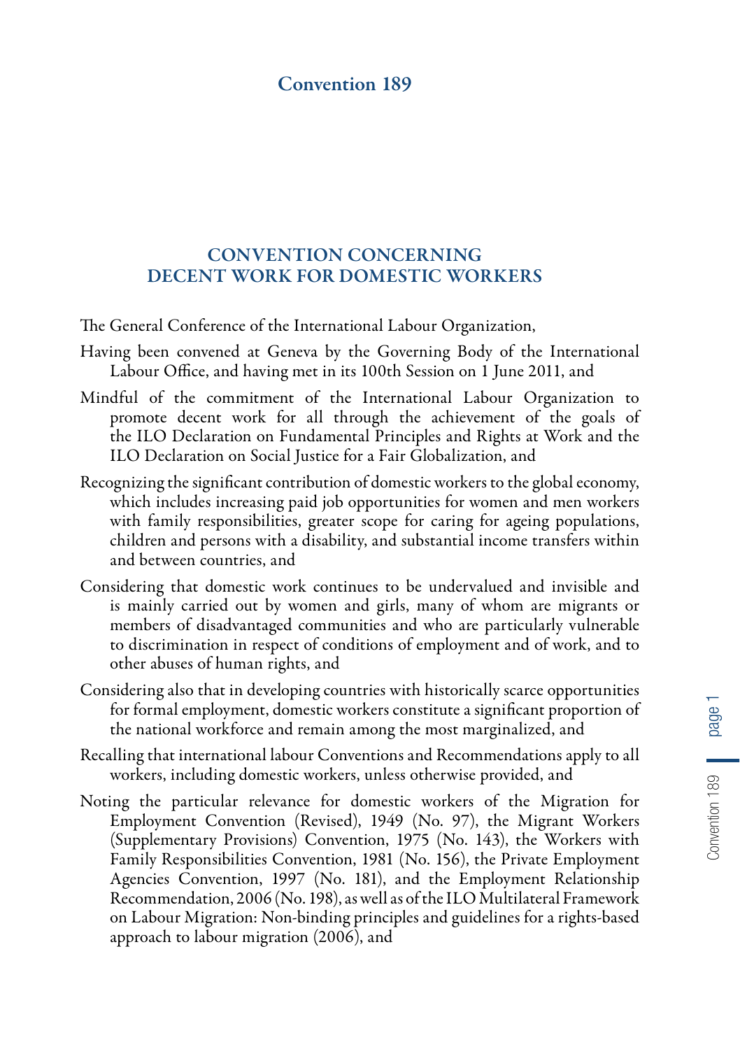# Convention 189

## CONVENTION CONCERNING DECENT WORK FOR DOMESTIC WORKERS

The General Conference of the International Labour Organization,

Having been convened at Geneva by the Governing Body of the International Labour Office, and having met in its 100th Session on 1 June 2011, and

Mindful of the commitment of the International Labour Organization to promote decent work for all through the achievement of the goals of the ILO Declaration on Fundamental Principles and Rights at Work and the ILO Declaration on Social Justice for a Fair Globalization, and

Recognizing the significant contribution of domestic workers to the global economy, which includes increasing paid job opportunities for women and men workers with family responsibilities, greater scope for caring for ageing populations, children and persons with a disability, and substantial income transfers within and between countries, and

Considering that domestic work continues to be undervalued and invisible and is mainly carried out by women and girls, many of whom are migrants or members of disadvantaged communities and who are particularly vulnerable to discrimination in respect of conditions of employment and of work, and to other abuses of human rights, and

Considering also that in developing countries with historically scarce opportunities for formal employment, domestic workers constitute a significant proportion of the national workforce and remain among the most marginalized, and

Recalling that international labour Conventions and Recommendations apply to all workers, including domestic workers, unless otherwise provided, and

Noting the particular relevance for domestic workers of the Migration for Employment Convention (Revised), 1949 (No. 97), the Migrant Workers (Supplementary Provisions) Convention, 1975 (No. 143), the Workers with Family Responsibilities Convention, 1981 (No. 156), the Private Employment Agencies Convention, 1997 (No. 181), and the Employment Relationship Recommendation, 2006 (No. 198), as well as of the ILO Multilateral Framework on Labour Migration: Non-binding principles and guidelines for a rights-based approach to labour migration (2006), and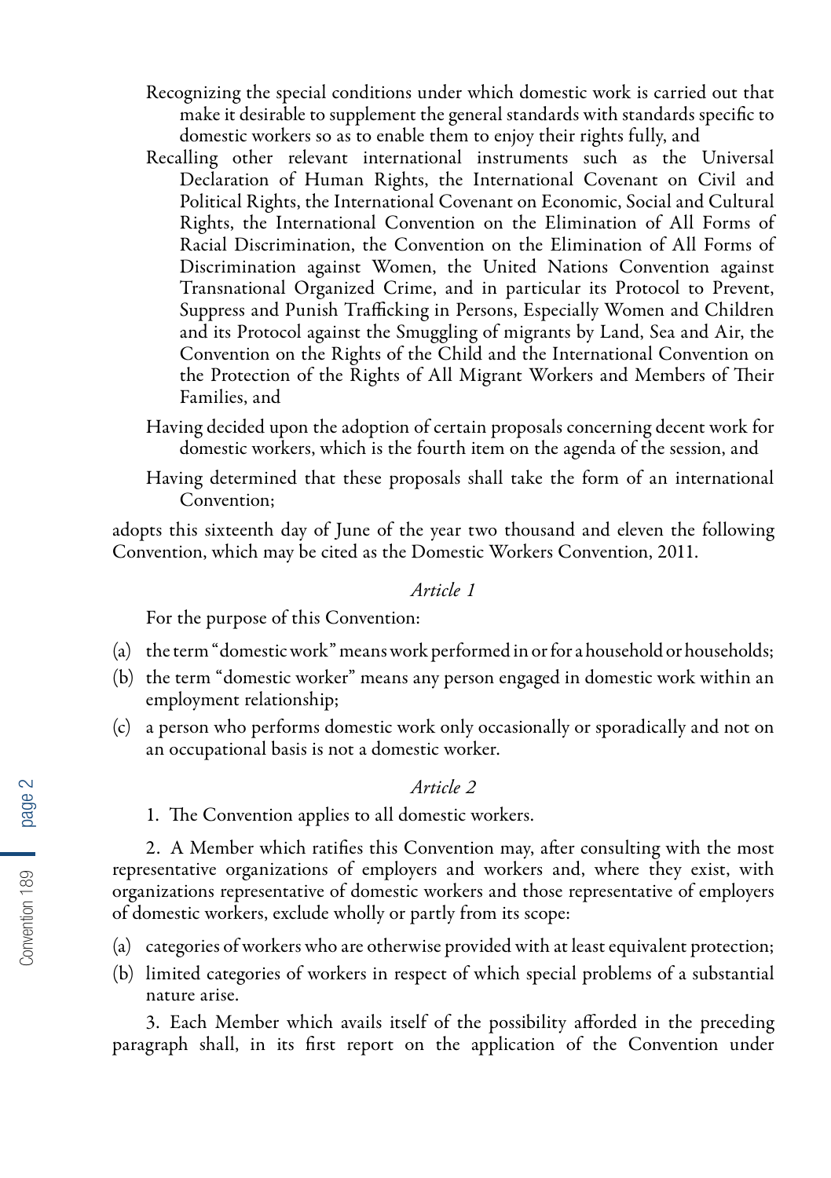Recognizing the special conditions under which domestic work is carried out that make it desirable to supplement the general standards with standards specific to domestic workers so as to enable them to enjoy their rights fully, and

Recalling other relevant international instruments such as the Universal Declaration of Human Rights, the International Covenant on Civil and Political Rights, the International Covenant on Economic, Social and Cultural Rights, the International Convention on the Elimination of All Forms of Racial Discrimination, the Convention on the Elimination of All Forms of Discrimination against Women, the United Nations Convention against Transnational Organized Crime, and in particular its Protocol to Prevent, Suppress and Punish Trafficking in Persons, Especially Women and Children and its Protocol against the Smuggling of migrants by Land, Sea and Air, the Convention on the Rights of the Child and the International Convention on the Protection of the Rights of All Migrant Workers and Members of Their Families, and

Having decided upon the adoption of certain proposals concerning decent work for domestic workers, which is the fourth item on the agenda of the session, and

Having determined that these proposals shall take the form of an international Convention;

adopts this sixteenth day of June of the year two thousand and eleven the following Convention, which may be cited as the Domestic Workers Convention, 2011.

*Article 1*

For the purpose of this Convention:

(a) the term "domestic work" means work performed in or for a household or households;

(b) the term "domestic worker" means any person engaged in domestic work within an employment relationship;

(c) a person who performs domestic work only occasionally or sporadically and not on an occupational basis is not a domestic worker.

*Article 2*

1. The Convention applies to all domestic workers.

2. A Member which ratifies this Convention may, after consulting with the most representative organizations of employers and workers and, where they exist, with organizations representative of domestic workers and those representative of employers of domestic workers, exclude wholly or partly from its scope:

(a) categories of workers who are otherwise provided with at least equivalent protection;

(b) limited categories of workers in respect of which special problems of a substantial nature arise.

3. Each Member which avails itself of the possibility afforded in the preceding paragraph shall, in its first report on the application of the Convention under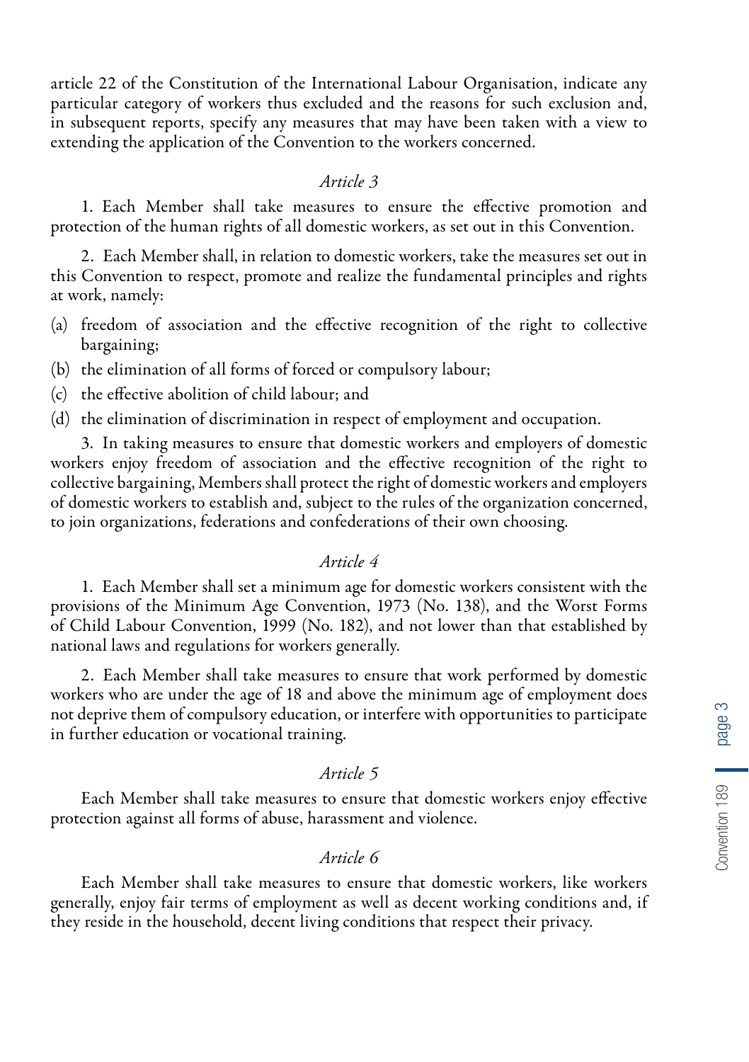article 22 of the Constitution of the International Labour Organisation, indicate any particular category of workers thus excluded and the reasons for such exclusion and, in subsequent reports, specify any measures that may have been taken with a view to extending the application of the Convention to the workers concerned.

*Article 3*

1. Each Member shall take measures to ensure the effective promotion and protection of the human rights of all domestic workers, as set out in this Convention.

2. Each Member shall, in relation to domestic workers, take the measures set out in this Convention to respect, promote and realize the fundamental principles and rights at work, namely:

(a) freedom of association and the effective recognition of the right to collective bargaining;

(b) the elimination of all forms of forced or compulsory labour;

(c) the effective abolition of child labour; and

(d) the elimination of discrimination in respect of employment and occupation.

3. In taking measures to ensure that domestic workers and employers of domestic workers enjoy freedom of association and the effective recognition of the right to collective bargaining, Members shall protect the right of domestic workers and employers of domestic workers to establish and, subject to the rules of the organization concerned, to join organizations, federations and confederations of their own choosing.

*Article 4*

1. Each Member shall set a minimum age for domestic workers consistent with the provisions of the Minimum Age Convention, 1973 (No. 138), and the Worst Forms of Child Labour Convention, 1999 (No. 182), and not lower than that established by national laws and regulations for workers generally.

2. Each Member shall take measures to ensure that work performed by domestic workers who are under the age of 18 and above the minimum age of employment does not deprive them of compulsory education, or interfere with opportunities to participate in further education or vocational training.

*Article 5*

Each Member shall take measures to ensure that domestic workers enjoy effective protection against all forms of abuse, harassment and violence.

*Article 6*

Each Member shall take measures to ensure that domestic workers, like workers generally, enjoy fair terms of employment as well as decent working conditions and, if they reside in the household, decent living conditions that respect their privacy.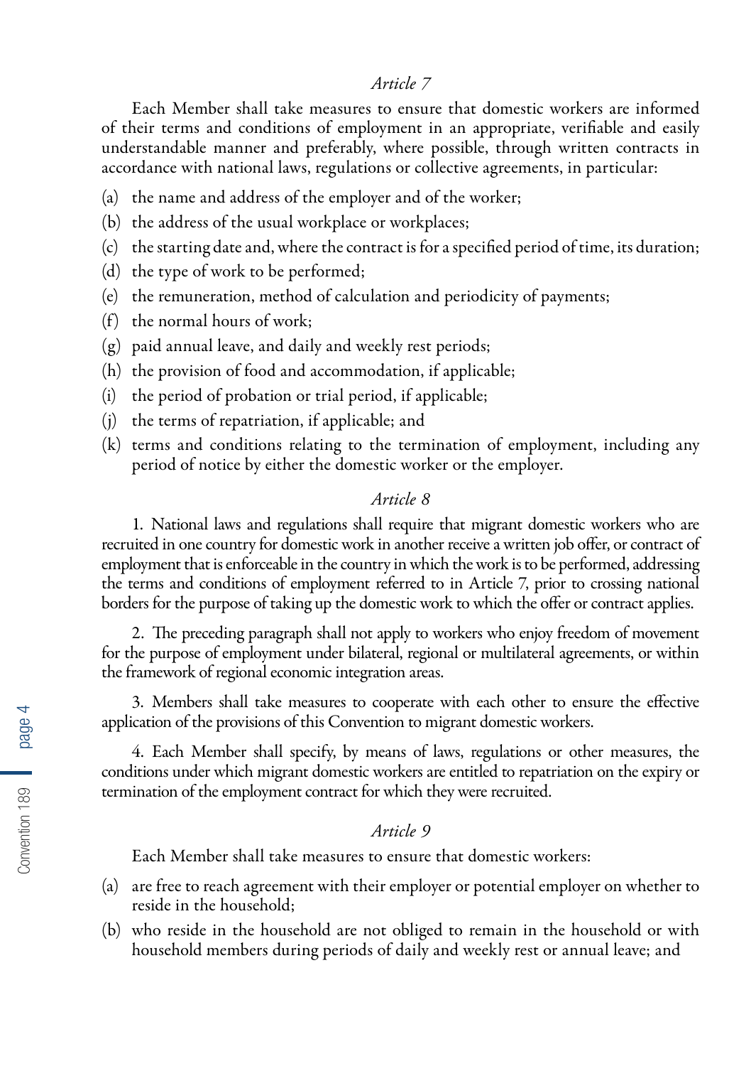*Article 7*

Each Member shall take measures to ensure that domestic workers are informed of their terms and conditions of employment in an appropriate, verifiable and easily understandable manner and preferably, where possible, through written contracts in accordance with national laws, regulations or collective agreements, in particular:

(a) the name and address of the employer and of the worker;

(b) the address of the usual workplace or workplaces;

(c) the starting date and, where the contract is for a specified period of time, its duration;

(d) the type of work to be performed;

(e) the remuneration, method of calculation and periodicity of payments;

(f) the normal hours of work;

(g) paid annual leave, and daily and weekly rest periods;

(h) the provision of food and accommodation, if applicable;

(i) the period of probation or trial period, if applicable;

(j) the terms of repatriation, if applicable; and

(k) terms and conditions relating to the termination of employment, including any period of notice by either the domestic worker or the employer.

*Article 8*

1. National laws and regulations shall require that migrant domestic workers who are recruited in one country for domestic work in another receive a written job offer, or contract of employment that is enforceable in the country in which the work is to be performed, addressing the terms and conditions of employment referred to in Article 7, prior to crossing national borders for the purpose of taking up the domestic work to which the offer or contract applies.

2. The preceding paragraph shall not apply to workers who enjoy freedom of movement for the purpose of employment under bilateral, regional or multilateral agreements, or within the framework of regional economic integration areas.

3. Members shall take measures to cooperate with each other to ensure the effective application of the provisions of this Convention to migrant domestic workers.

4. Each Member shall specify, by means of laws, regulations or other measures, the conditions under which migrant domestic workers are entitled to repatriation on the expiry or termination of the employment contract for which they were recruited.

*Article 9*

Each Member shall take measures to ensure that domestic workers:

(a) are free to reach agreement with their employer or potential employer on whether to reside in the household;

(b) who reside in the household are not obliged to remain in the household or with household members during periods of daily and weekly rest or annual leave; and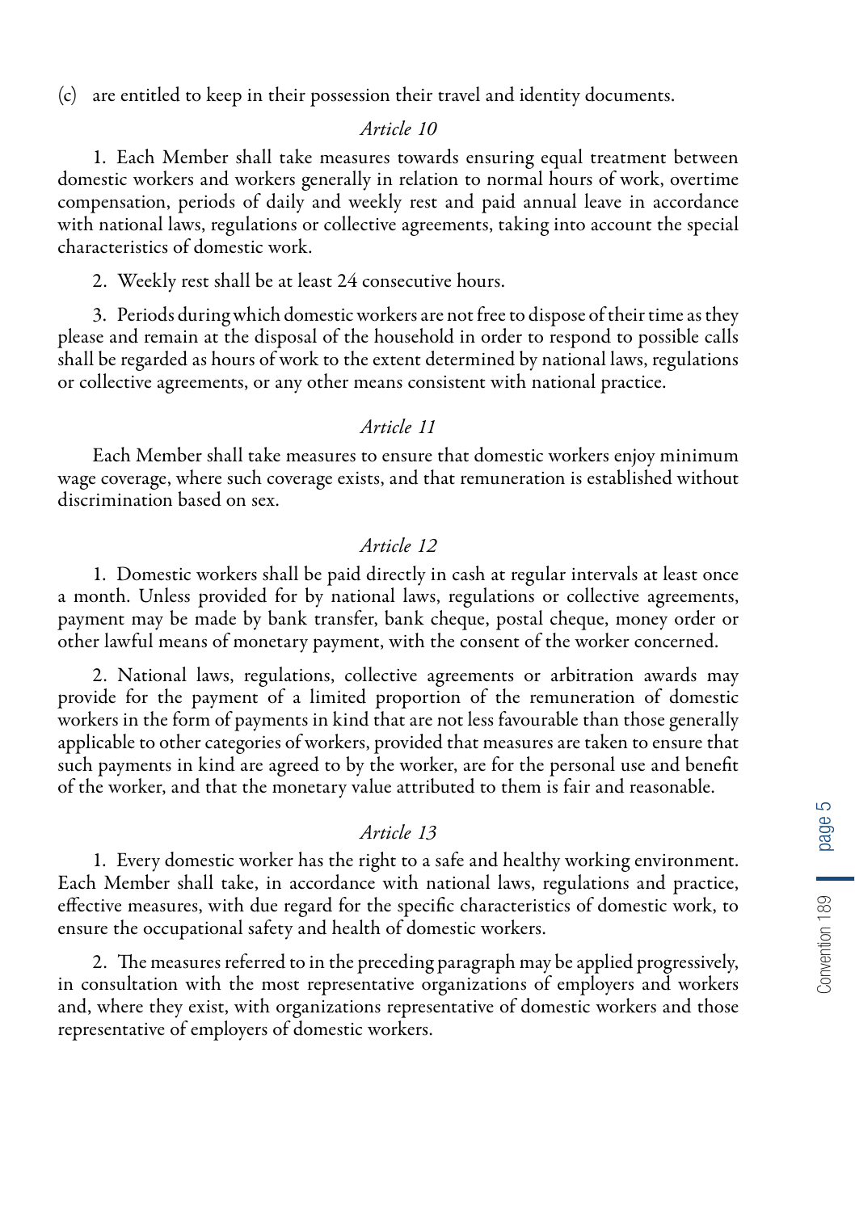(c) are entitled to keep in their possession their travel and identity documents.

*Article 10*

1. Each Member shall take measures towards ensuring equal treatment between domestic workers and workers generally in relation to normal hours of work, overtime compensation, periods of daily and weekly rest and paid annual leave in accordance with national laws, regulations or collective agreements, taking into account the special characteristics of domestic work.

2. Weekly rest shall be at least 24 consecutive hours.

3. Periods during which domestic workers are not free to dispose of their time as they please and remain at the disposal of the household in order to respond to possible calls shall be regarded as hours of work to the extent determined by national laws, regulations or collective agreements, or any other means consistent with national practice.

*Article 11*

Each Member shall take measures to ensure that domestic workers enjoy minimum wage coverage, where such coverage exists, and that remuneration is established without discrimination based on sex.

*Article 12*

1. Domestic workers shall be paid directly in cash at regular intervals at least once a month. Unless provided for by national laws, regulations or collective agreements, payment may be made by bank transfer, bank cheque, postal cheque, money order or other lawful means of monetary payment, with the consent of the worker concerned.

2. National laws, regulations, collective agreements or arbitration awards may provide for the payment of a limited proportion of the remuneration of domestic workers in the form of payments in kind that are not less favourable than those generally applicable to other categories of workers, provided that measures are taken to ensure that such payments in kind are agreed to by the worker, are for the personal use and benefit of the worker, and that the monetary value attributed to them is fair and reasonable.

*Article 13*

1. Every domestic worker has the right to a safe and healthy working environment. Each Member shall take, in accordance with national laws, regulations and practice, effective measures, with due regard for the specific characteristics of domestic work, to ensure the occupational safety and health of domestic workers.

2. The measures referred to in the preceding paragraph may be applied progressively, in consultation with the most representative organizations of employers and workers and, where they exist, with organizations representative of domestic workers and those representative of employers of domestic workers.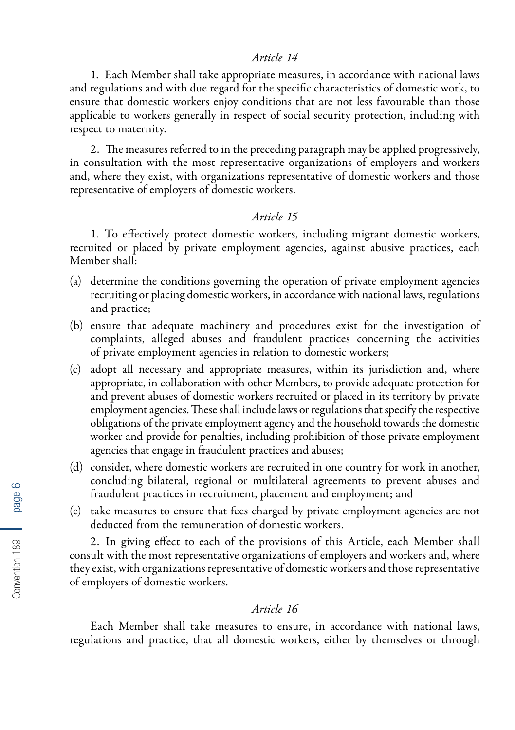*Article 14*

1. Each Member shall take appropriate measures, in accordance with national laws and regulations and with due regard for the specific characteristics of domestic work, to ensure that domestic workers enjoy conditions that are not less favourable than those applicable to workers generally in respect of social security protection, including with respect to maternity.

2. The measures referred to in the preceding paragraph may be applied progressively, in consultation with the most representative organizations of employers and workers and, where they exist, with organizations representative of domestic workers and those representative of employers of domestic workers.

*Article 15*

1. To effectively protect domestic workers, including migrant domestic workers, recruited or placed by private employment agencies, against abusive practices, each Member shall:

(a) determine the conditions governing the operation of private employment agencies recruiting or placing domestic workers, in accordance with national laws, regulations and practice;

(b) ensure that adequate machinery and procedures exist for the investigation of complaints, alleged abuses and fraudulent practices concerning the activities of private employment agencies in relation to domestic workers;

(c) adopt all necessary and appropriate measures, within its jurisdiction and, where appropriate, in collaboration with other Members, to provide adequate protection for and prevent abuses of domestic workers recruited or placed in its territory by private employment agencies. These shall include laws or regulations that specify the respective obligations of the private employment agency and the household towards the domestic worker and provide for penalties, including prohibition of those private employment agencies that engage in fraudulent practices and abuses;

(d) consider, where domestic workers are recruited in one country for work in another, concluding bilateral, regional or multilateral agreements to prevent abuses and fraudulent practices in recruitment, placement and employment; and

(e) take measures to ensure that fees charged by private employment agencies are not deducted from the remuneration of domestic workers.

2. In giving effect to each of the provisions of this Article, each Member shall consult with the most representative organizations of employers and workers and, where they exist, with organizations representative of domestic workers and those representative of employers of domestic workers.

*Article 16*

Each Member shall take measures to ensure, in accordance with national laws, regulations and practice, that all domestic workers, either by themselves or through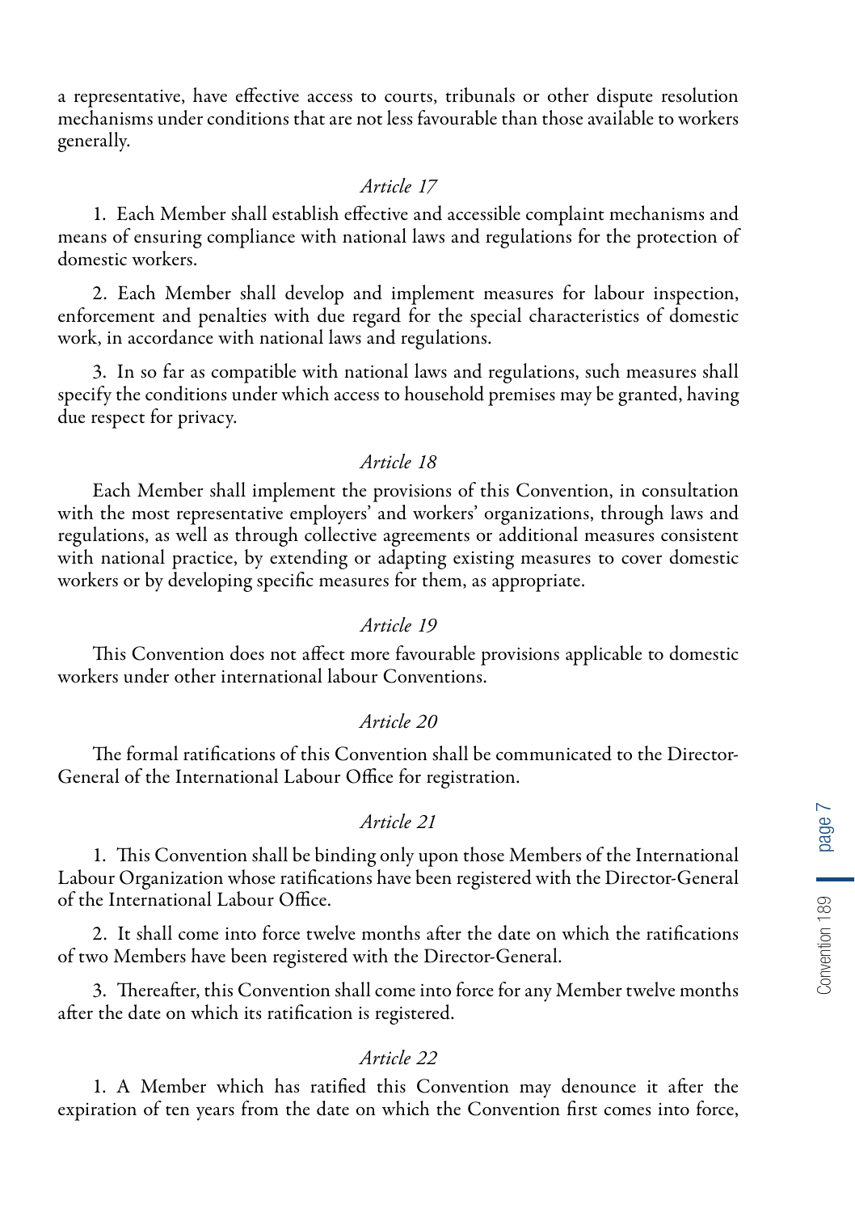a representative, have effective access to courts, tribunals or other dispute resolution mechanisms under conditions that are not less favourable than those available to workers generally.

### *Article 17*

1. Each Member shall establish effective and accessible complaint mechanisms and means of ensuring compliance with national laws and regulations for the protection of domestic workers.

2. Each Member shall develop and implement measures for labour inspection, enforcement and penalties with due regard for the special characteristics of domestic work, in accordance with national laws and regulations.

3. In so far as compatible with national laws and regulations, such measures shall specify the conditions under which access to household premises may be granted, having due respect for privacy.

### *Article 18*

Each Member shall implement the provisions of this Convention, in consultation with the most representative employers' and workers' organizations, through laws and regulations, as well as through collective agreements or additional measures consistent with national practice, by extending or adapting existing measures to cover domestic workers or by developing specific measures for them, as appropriate.

### *Article 19*

This Convention does not affect more favourable provisions applicable to domestic workers under other international labour Conventions.

### *Article 20*

The formal ratifications of this Convention shall be communicated to the Director-General of the International Labour Office for registration.

### *Article 21*

1. This Convention shall be binding only upon those Members of the International Labour Organization whose ratifications have been registered with the Director-General of the International Labour Office.

2. It shall come into force twelve months after the date on which the ratifications of two Members have been registered with the Director-General.

3. Thereafter, this Convention shall come into force for any Member twelve months after the date on which its ratification is registered.

### *Article 22*

1. A Member which has ratified this Convention may denounce it after the expiration of ten years from the date on which the Convention first comes into force,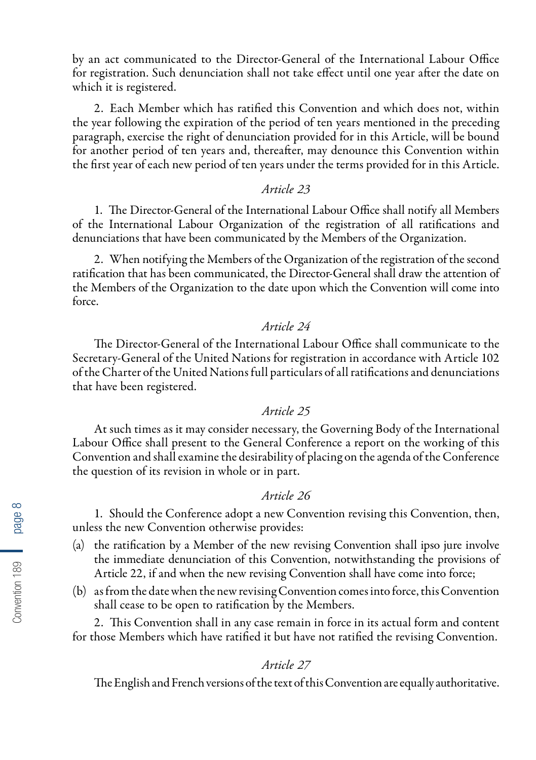by an act communicated to the Director-General of the International Labour Office for registration. Such denunciation shall not take effect until one year after the date on which it is registered.

2. Each Member which has ratified this Convention and which does not, within the year following the expiration of the period of ten years mentioned in the preceding paragraph, exercise the right of denunciation provided for in this Article, will be bound for another period of ten years and, thereafter, may denounce this Convention within the first year of each new period of ten years under the terms provided for in this Article.

### *Article 23*

1. The Director-General of the International Labour Office shall notify all Members of the International Labour Organization of the registration of all ratifications and denunciations that have been communicated by the Members of the Organization.

2. When notifying the Members of the Organization of the registration of the second ratification that has been communicated, the Director-General shall draw the attention of the Members of the Organization to the date upon which the Convention will come into force.

### *Article 24*

The Director-General of the International Labour Office shall communicate to the Secretary-General of the United Nations for registration in accordance with Article 102 of the Charter of the United Nations full particulars of all ratifications and denunciations that have been registered.

### *Article 25*

At such times as it may consider necessary, the Governing Body of the International Labour Office shall present to the General Conference a report on the working of this Convention and shall examine the desirability of placing on the agenda of the Conference the question of its revision in whole or in part.

### *Article 26*

1. Should the Conference adopt a new Convention revising this Convention, then, unless the new Convention otherwise provides:

(a) the ratification by a Member of the new revising Convention shall ipso jure involve the immediate denunciation of this Convention, notwithstanding the provisions of Article 22, if and when the new revising Convention shall have come into force;

(b) as from the date when the new revising Convention comes into force, this Convention shall cease to be open to ratification by the Members.

2. This Convention shall in any case remain in force in its actual form and content for those Members which have ratified it but have not ratified the revising Convention.

### *Article 27*

The English and French versions of the text of this Convention are equally authoritative.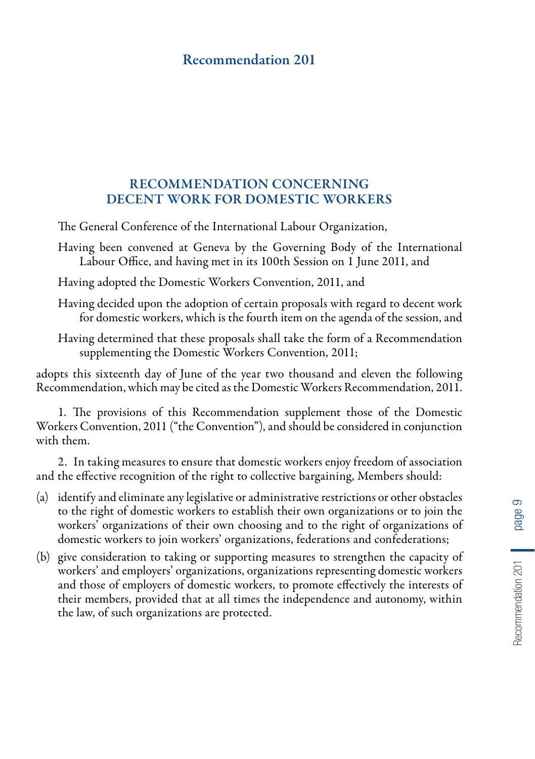# Recommendation 201

## RECOMMENDATION CONCERNING DECENT WORK FOR DOMESTIC WORKERS

The General Conference of the International Labour Organization,

Having been convened at Geneva by the Governing Body of the International Labour Office, and having met in its 100th Session on 1 June 2011, and

Having adopted the Domestic Workers Convention, 2011, and

Having decided upon the adoption of certain proposals with regard to decent work for domestic workers, which is the fourth item on the agenda of the session, and

Having determined that these proposals shall take the form of a Recommendation supplementing the Domestic Workers Convention, 2011;

adopts this sixteenth day of June of the year two thousand and eleven the following Recommendation, which may be cited as the Domestic Workers Recommendation, 2011.

1. The provisions of this Recommendation supplement those of the Domestic Workers Convention, 2011 ("the Convention"), and should be considered in conjunction with them.

2. In taking measures to ensure that domestic workers enjoy freedom of association and the effective recognition of the right to collective bargaining, Members should:

(a) identify and eliminate any legislative or administrative restrictions or other obstacles to the right of domestic workers to establish their own organizations or to join the workers' organizations of their own choosing and to the right of organizations of domestic workers to join workers' organizations, federations and confederations;

(b) give consideration to taking or supporting measures to strengthen the capacity of workers' and employers' organizations, organizations representing domestic workers and those of employers of domestic workers, to promote effectively the interests of their members, provided that at all times the independence and autonomy, within the law, of such organizations are protected.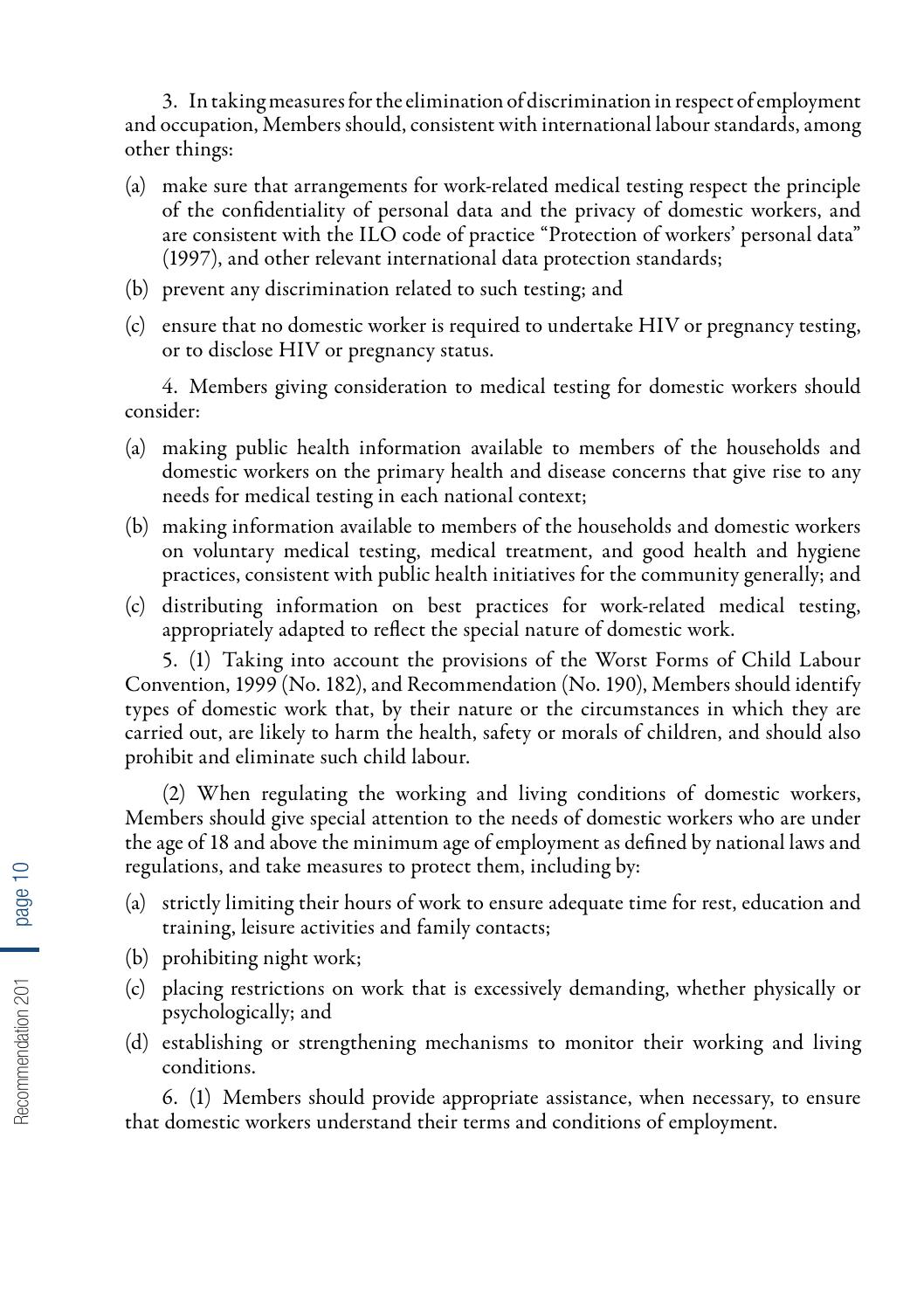3. In taking measures for the elimination of discrimination in respect of employment and occupation, Members should, consistent with international labour standards, among other things:

(a) make sure that arrangements for work-related medical testing respect the principle of the confidentiality of personal data and the privacy of domestic workers, and are consistent with the ILO code of practice "Protection of workers' personal data" (1997), and other relevant international data protection standards;

(b) prevent any discrimination related to such testing; and

(c) ensure that no domestic worker is required to undertake HIV or pregnancy testing, or to disclose HIV or pregnancy status.

4. Members giving consideration to medical testing for domestic workers should consider:

(a) making public health information available to members of the households and domestic workers on the primary health and disease concerns that give rise to any needs for medical testing in each national context;

(b) making information available to members of the households and domestic workers on voluntary medical testing, medical treatment, and good health and hygiene practices, consistent with public health initiatives for the community generally; and

(c) distributing information on best practices for work-related medical testing, appropriately adapted to reflect the special nature of domestic work.

5. (1) Taking into account the provisions of the Worst Forms of Child Labour Convention, 1999 (No. 182), and Recommendation (No. 190), Members should identify types of domestic work that, by their nature or the circumstances in which they are carried out, are likely to harm the health, safety or morals of children, and should also prohibit and eliminate such child labour.

(2) When regulating the working and living conditions of domestic workers, Members should give special attention to the needs of domestic workers who are under the age of 18 and above the minimum age of employment as defined by national laws and regulations, and take measures to protect them, including by:

(a) strictly limiting their hours of work to ensure adequate time for rest, education and training, leisure activities and family contacts;

(b) prohibiting night work;

(c) placing restrictions on work that is excessively demanding, whether physically or psychologically; and

(d) establishing or strengthening mechanisms to monitor their working and living conditions.

6. (1) Members should provide appropriate assistance, when necessary, to ensure that domestic workers understand their terms and conditions of employment.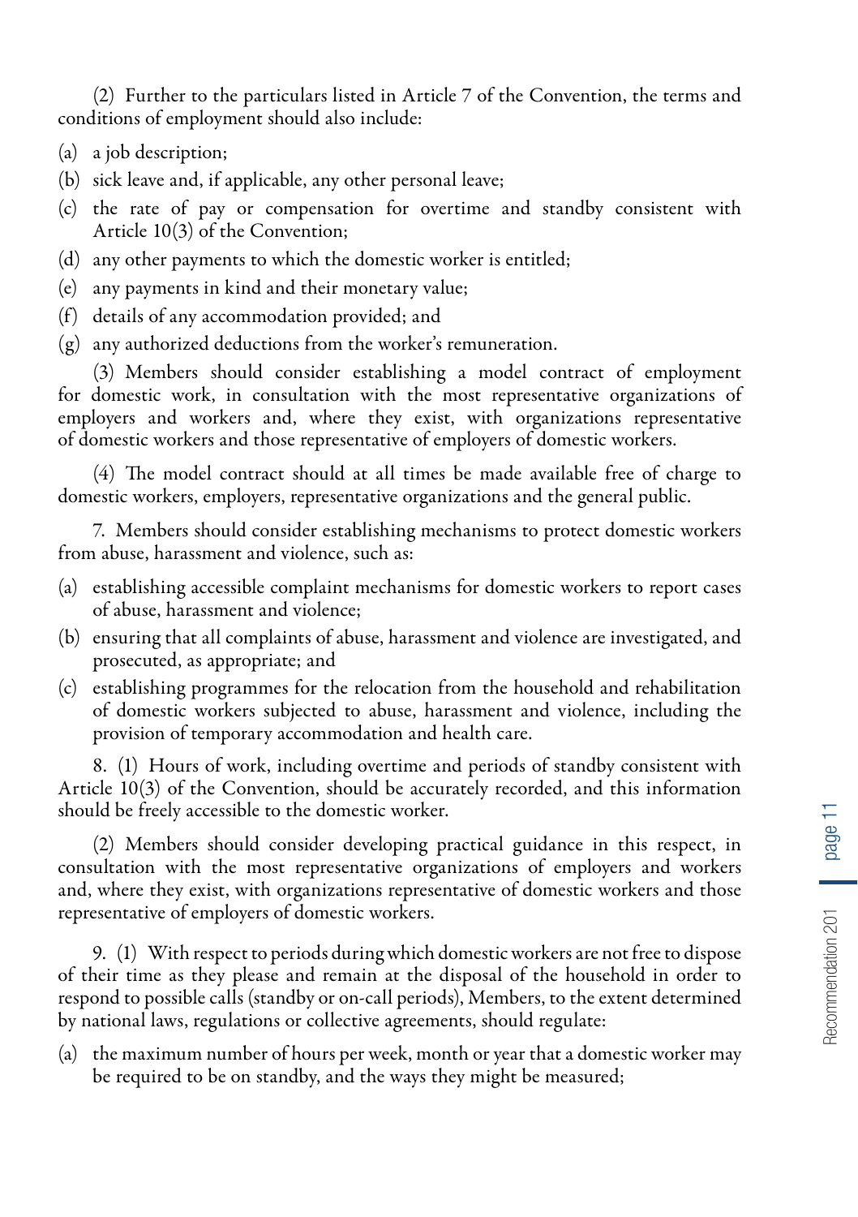(2) Further to the particulars listed in Article 7 of the Convention, the terms and conditions of employment should also include:

(a) a job description;

(b) sick leave and, if applicable, any other personal leave;

(c) the rate of pay or compensation for overtime and standby consistent with Article 10(3) of the Convention;

(d) any other payments to which the domestic worker is entitled;

(e) any payments in kind and their monetary value;

(f) details of any accommodation provided; and

(g) any authorized deductions from the worker's remuneration.

(3) Members should consider establishing a model contract of employment for domestic work, in consultation with the most representative organizations of employers and workers and, where they exist, with organizations representative of domestic workers and those representative of employers of domestic workers.

(4) The model contract should at all times be made available free of charge to domestic workers, employers, representative organizations and the general public.

7. Members should consider establishing mechanisms to protect domestic workers from abuse, harassment and violence, such as:

(a) establishing accessible complaint mechanisms for domestic workers to report cases of abuse, harassment and violence;

(b) ensuring that all complaints of abuse, harassment and violence are investigated, and prosecuted, as appropriate; and

(c) establishing programmes for the relocation from the household and rehabilitation of domestic workers subjected to abuse, harassment and violence, including the provision of temporary accommodation and health care.

8. (1) Hours of work, including overtime and periods of standby consistent with Article 10(3) of the Convention, should be accurately recorded, and this information should be freely accessible to the domestic worker.

(2) Members should consider developing practical guidance in this respect, in consultation with the most representative organizations of employers and workers and, where they exist, with organizations representative of domestic workers and those representative of employers of domestic workers.

9. (1) With respect to periods during which domestic workers are not free to dispose of their time as they please and remain at the disposal of the household in order to respond to possible calls (standby or on-call periods), Members, to the extent determined by national laws, regulations or collective agreements, should regulate:

(a) the maximum number of hours per week, month or year that a domestic worker may be required to be on standby, and the ways they might be measured;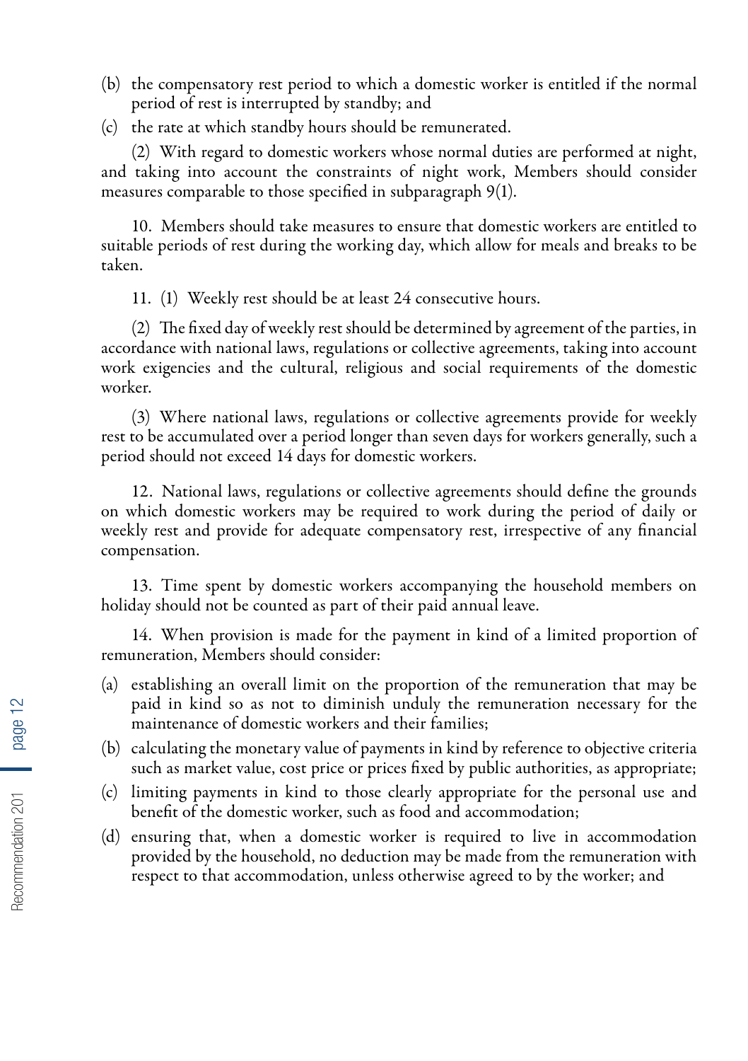(b) the compensatory rest period to which a domestic worker is entitled if the normal period of rest is interrupted by standby; and

(c) the rate at which standby hours should be remunerated.

(2) With regard to domestic workers whose normal duties are performed at night, and taking into account the constraints of night work, Members should consider measures comparable to those specified in subparagraph 9(1).

10. Members should take measures to ensure that domestic workers are entitled to suitable periods of rest during the working day, which allow for meals and breaks to be taken.

11. (1) Weekly rest should be at least 24 consecutive hours.

(2) The fixed day of weekly rest should be determined by agreement of the parties, in accordance with national laws, regulations or collective agreements, taking into account work exigencies and the cultural, religious and social requirements of the domestic worker.

(3) Where national laws, regulations or collective agreements provide for weekly rest to be accumulated over a period longer than seven days for workers generally, such a period should not exceed 14 days for domestic workers.

12. National laws, regulations or collective agreements should define the grounds on which domestic workers may be required to work during the period of daily or weekly rest and provide for adequate compensatory rest, irrespective of any financial compensation.

13. Time spent by domestic workers accompanying the household members on holiday should not be counted as part of their paid annual leave.

14. When provision is made for the payment in kind of a limited proportion of remuneration, Members should consider:

(a) establishing an overall limit on the proportion of the remuneration that may be paid in kind so as not to diminish unduly the remuneration necessary for the maintenance of domestic workers and their families;

(b) calculating the monetary value of payments in kind by reference to objective criteria such as market value, cost price or prices fixed by public authorities, as appropriate;

(c) limiting payments in kind to those clearly appropriate for the personal use and benefit of the domestic worker, such as food and accommodation;

(d) ensuring that, when a domestic worker is required to live in accommodation provided by the household, no deduction may be made from the remuneration with respect to that accommodation, unless otherwise agreed to by the worker; and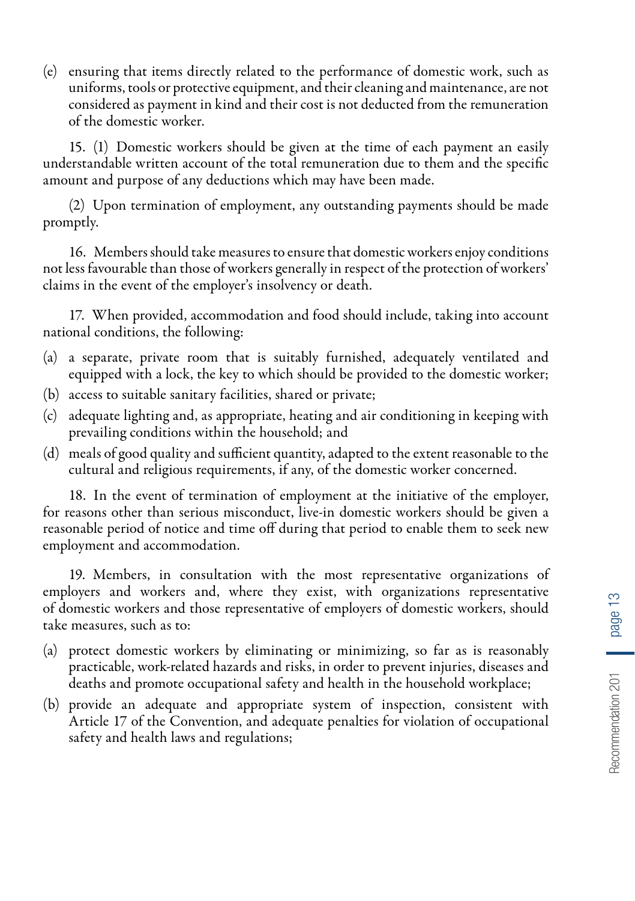(e) ensuring that items directly related to the performance of domestic work, such as uniforms, tools or protective equipment, and their cleaning and maintenance, are not considered as payment in kind and their cost is not deducted from the remuneration of the domestic worker.

15. (1) Domestic workers should be given at the time of each payment an easily understandable written account of the total remuneration due to them and the specific amount and purpose of any deductions which may have been made.

(2) Upon termination of employment, any outstanding payments should be made promptly.

16. Members should take measures to ensure that domestic workers enjoy conditions not less favourable than those of workers generally in respect of the protection of workers' claims in the event of the employer's insolvency or death.

17. When provided, accommodation and food should include, taking into account national conditions, the following:

(a) a separate, private room that is suitably furnished, adequately ventilated and equipped with a lock, the key to which should be provided to the domestic worker;

(b) access to suitable sanitary facilities, shared or private;

(c) adequate lighting and, as appropriate, heating and air conditioning in keeping with prevailing conditions within the household; and

(d) meals of good quality and sufficient quantity, adapted to the extent reasonable to the cultural and religious requirements, if any, of the domestic worker concerned.

18. In the event of termination of employment at the initiative of the employer, for reasons other than serious misconduct, live-in domestic workers should be given a reasonable period of notice and time off during that period to enable them to seek new employment and accommodation.

19. Members, in consultation with the most representative organizations of employers and workers and, where they exist, with organizations representative of domestic workers and those representative of employers of domestic workers, should take measures, such as to:

(a) protect domestic workers by eliminating or minimizing, so far as is reasonably practicable, work-related hazards and risks, in order to prevent injuries, diseases and deaths and promote occupational safety and health in the household workplace;

(b) provide an adequate and appropriate system of inspection, consistent with Article 17 of the Convention, and adequate penalties for violation of occupational safety and health laws and regulations;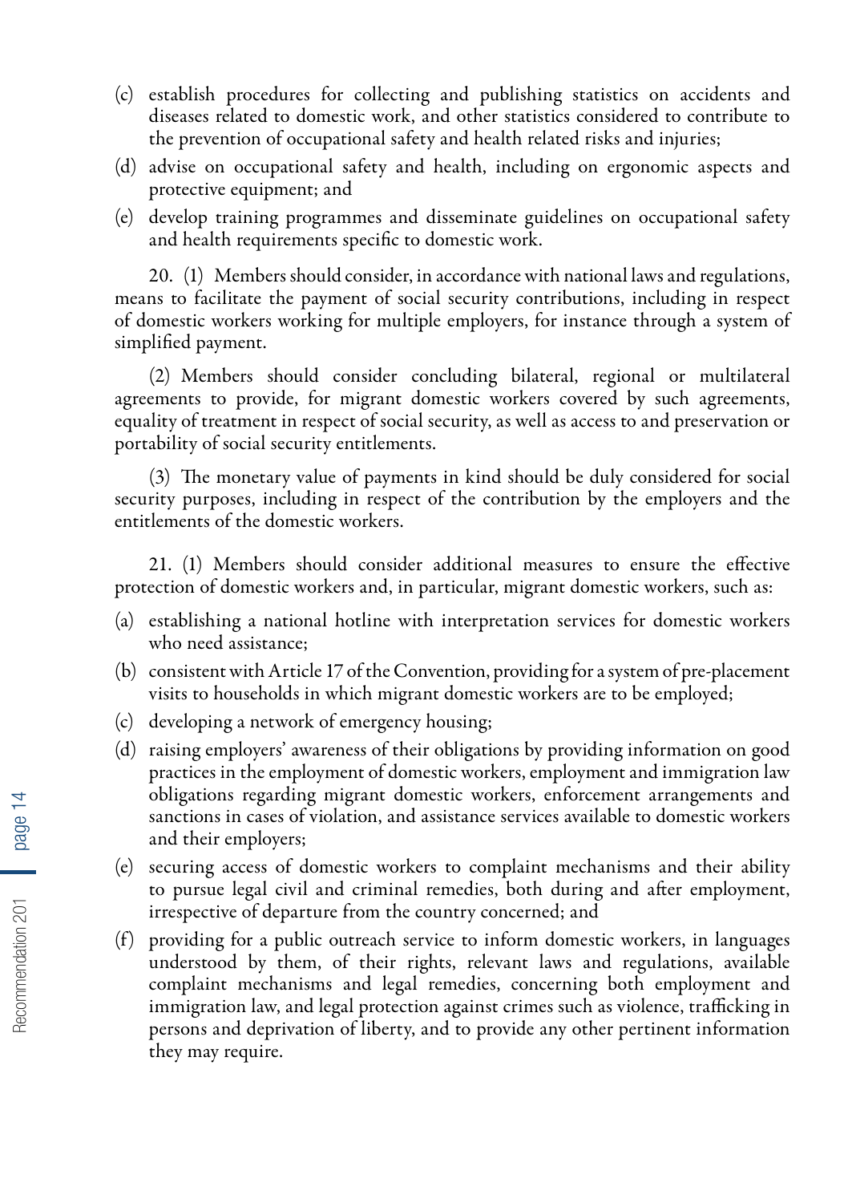(c) establish procedures for collecting and publishing statistics on accidents and diseases related to domestic work, and other statistics considered to contribute to the prevention of occupational safety and health related risks and injuries;

(d) advise on occupational safety and health, including on ergonomic aspects and protective equipment; and

(e) develop training programmes and disseminate guidelines on occupational safety and health requirements specific to domestic work.

20. (1) Members should consider, in accordance with national laws and regulations, means to facilitate the payment of social security contributions, including in respect of domestic workers working for multiple employers, for instance through a system of simplified payment.

(2) Members should consider concluding bilateral, regional or multilateral agreements to provide, for migrant domestic workers covered by such agreements, equality of treatment in respect of social security, as well as access to and preservation or portability of social security entitlements.

(3) The monetary value of payments in kind should be duly considered for social security purposes, including in respect of the contribution by the employers and the entitlements of the domestic workers.

21. (1) Members should consider additional measures to ensure the effective protection of domestic workers and, in particular, migrant domestic workers, such as:

(a) establishing a national hotline with interpretation services for domestic workers who need assistance;

(b) consistent with Article 17 of the Convention, providing for a system of pre-placement visits to households in which migrant domestic workers are to be employed;

(c) developing a network of emergency housing;

(d) raising employers' awareness of their obligations by providing information on good practices in the employment of domestic workers, employment and immigration law obligations regarding migrant domestic workers, enforcement arrangements and sanctions in cases of violation, and assistance services available to domestic workers and their employers;

(e) securing access of domestic workers to complaint mechanisms and their ability to pursue legal civil and criminal remedies, both during and after employment, irrespective of departure from the country concerned; and

(f) providing for a public outreach service to inform domestic workers, in languages understood by them, of their rights, relevant laws and regulations, available complaint mechanisms and legal remedies, concerning both employment and immigration law, and legal protection against crimes such as violence, trafficking in persons and deprivation of liberty, and to provide any other pertinent information they may require.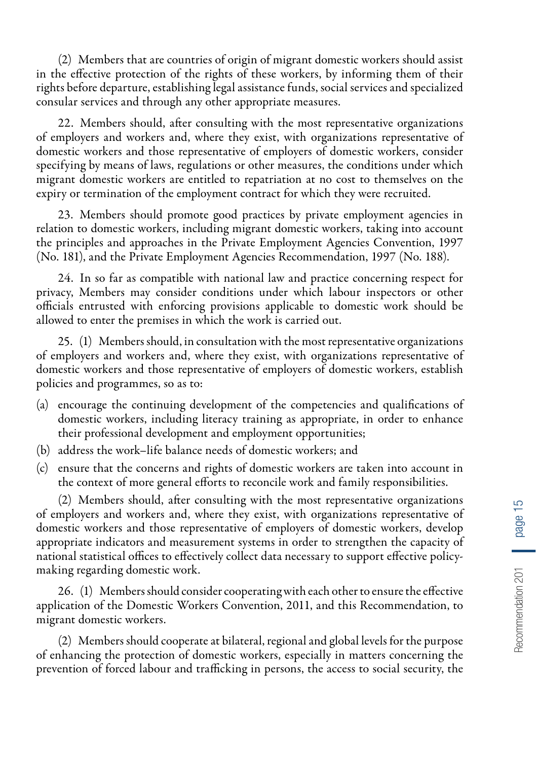(2) Members that are countries of origin of migrant domestic workers should assist in the effective protection of the rights of these workers, by informing them of their rights before departure, establishing legal assistance funds, social services and specialized consular services and through any other appropriate measures.

22. Members should, after consulting with the most representative organizations of employers and workers and, where they exist, with organizations representative of domestic workers and those representative of employers of domestic workers, consider specifying by means of laws, regulations or other measures, the conditions under which migrant domestic workers are entitled to repatriation at no cost to themselves on the expiry or termination of the employment contract for which they were recruited.

23. Members should promote good practices by private employment agencies in relation to domestic workers, including migrant domestic workers, taking into account the principles and approaches in the Private Employment Agencies Convention, 1997 (No. 181), and the Private Employment Agencies Recommendation, 1997 (No. 188).

24. In so far as compatible with national law and practice concerning respect for privacy, Members may consider conditions under which labour inspectors or other officials entrusted with enforcing provisions applicable to domestic work should be allowed to enter the premises in which the work is carried out.

25. (1) Members should, in consultation with the most representative organizations of employers and workers and, where they exist, with organizations representative of domestic workers and those representative of employers of domestic workers, establish policies and programmes, so as to:

(a) encourage the continuing development of the competencies and qualifications of domestic workers, including literacy training as appropriate, in order to enhance their professional development and employment opportunities;

(b) address the work–life balance needs of domestic workers; and

(c) ensure that the concerns and rights of domestic workers are taken into account in the context of more general efforts to reconcile work and family responsibilities.

(2) Members should, after consulting with the most representative organizations of employers and workers and, where they exist, with organizations representative of domestic workers and those representative of employers of domestic workers, develop appropriate indicators and measurement systems in order to strengthen the capacity of national statistical offices to effectively collect data necessary to support effective policy-making regarding domestic work.

26. (1) Members should consider cooperating with each other to ensure the effective application of the Domestic Workers Convention, 2011, and this Recommendation, to migrant domestic workers.

(2) Members should cooperate at bilateral, regional and global levels for the purpose of enhancing the protection of domestic workers, especially in matters concerning the prevention of forced labour and trafficking in persons, the access to social security, the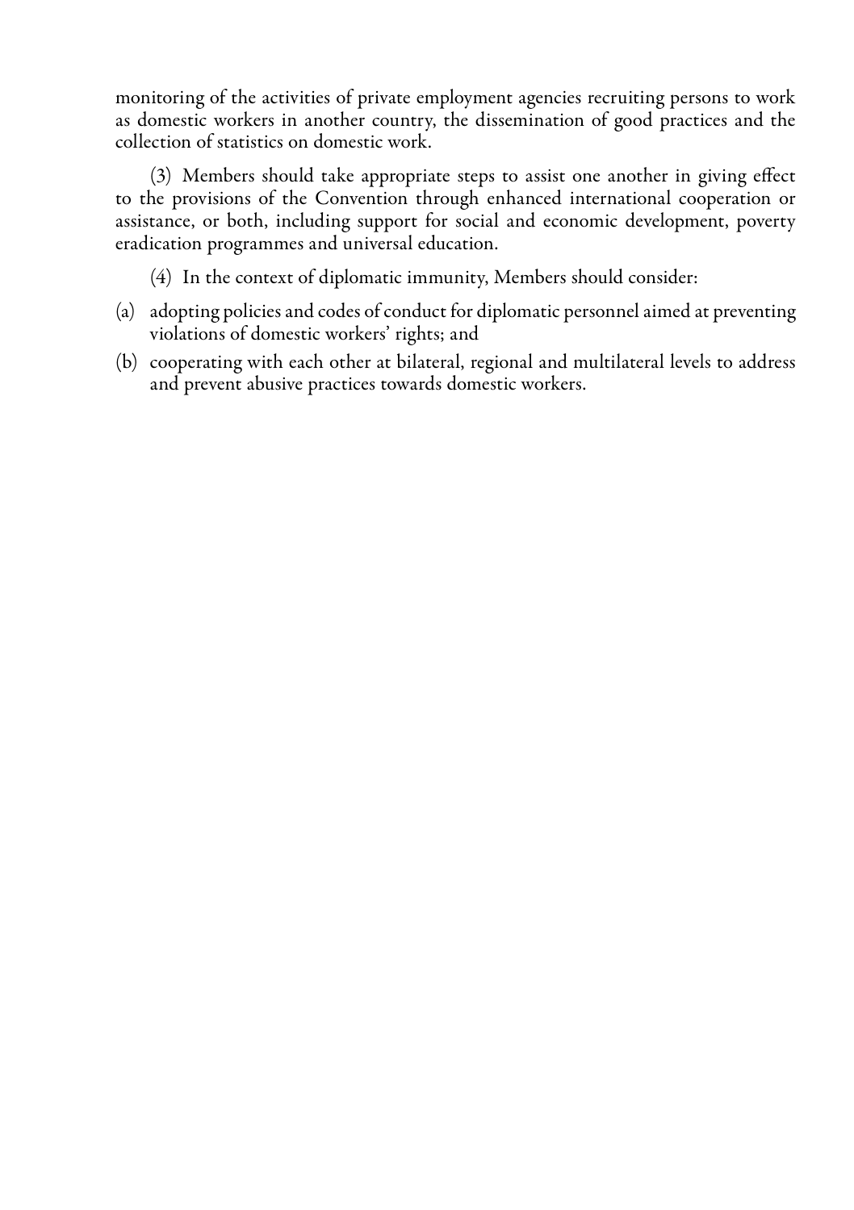monitoring of the activities of private employment agencies recruiting persons to work as domestic workers in another country, the dissemination of good practices and the collection of statistics on domestic work.

(3) Members should take appropriate steps to assist one another in giving effect to the provisions of the Convention through enhanced international cooperation or assistance, or both, including support for social and economic development, poverty eradication programmes and universal education.

(4) In the context of diplomatic immunity, Members should consider:

(a) adopting policies and codes of conduct for diplomatic personnel aimed at preventing violations of domestic workers' rights; and

(b) cooperating with each other at bilateral, regional and multilateral levels to address and prevent abusive practices towards domestic workers.